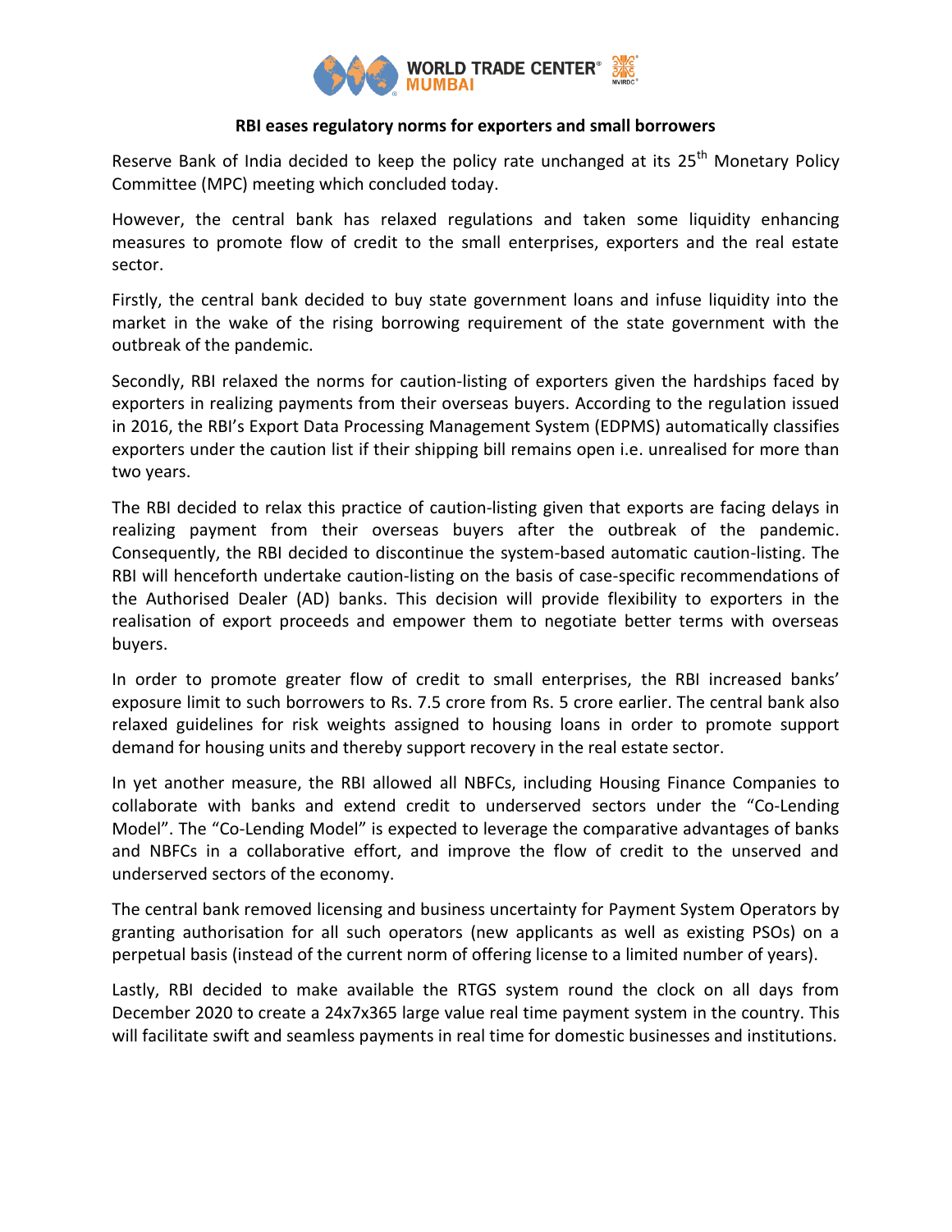# RBI eases regulatory norms for exporters and small borrowers

Reserve Bank of India decided to keep the policy rate unchanged at its 25th Monetary Policy Committee (MPC) meeting which concluded today.

However, the central bank has relaxed regulations and taken some liquidity enhancing measures to promote flow of credit to the small enterprises, exporters and the real estate sector.

Firstly, the central bank decided to buy state government loans and infuse liquidity into the market in the wake of the rising borrowing requirement of the state government with the outbreak of the pandemic.

Secondly, RBI relaxed the norms for caution-listing of exporters given the hardships faced by exporters in realizing payments from their overseas buyers. According to the regulation issued in 2016, the RBI's Export Data Processing Management System (EDPMS) automatically classifies exporters under the caution list if their shipping bill remains open i.e. unrealised for more than two years.

The RBI decided to relax this practice of caution-listing given that exports are facing delays in realizing payment from their overseas buyers after the outbreak of the pandemic. Consequently, the RBI decided to discontinue the system-based automatic caution-listing. The RBI will henceforth undertake caution-listing on the basis of case-specific recommendations of the Authorised Dealer (AD) banks. This decision will provide flexibility to exporters in the realisation of export proceeds and empower them to negotiate better terms with overseas buyers.

In order to promote greater flow of credit to small enterprises, the RBI increased banks' exposure limit to such borrowers to Rs. 7.5 crore from Rs. 5 crore earlier. The central bank also relaxed guidelines for risk weights assigned to housing loans in order to promote support demand for housing units and thereby support recovery in the real estate sector.

In yet another measure, the RBI allowed all NBFCs, including Housing Finance Companies to collaborate with banks and extend credit to underserved sectors under the "Co-Lending Model". The "Co-Lending Model" is expected to leverage the comparative advantages of banks and NBFCs in a collaborative effort, and improve the flow of credit to the unserved and underserved sectors of the economy.

The central bank removed licensing and business uncertainty for Payment System Operators by granting authorisation for all such operators (new applicants as well as existing PSOs) on a perpetual basis (instead of the current norm of offering license to a limited number of years).

Lastly, RBI decided to make available the RTGS system round the clock on all days from December 2020 to create a 24x7x365 large value real time payment system in the country. This will facilitate swift and seamless payments in real time for domestic businesses and institutions.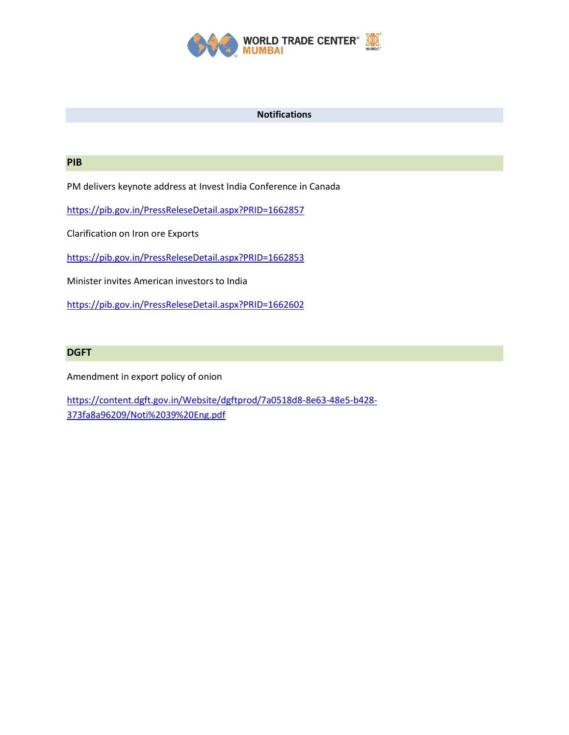## Notifications

### PIB

PM delivers keynote address at Invest India Conference in Canada

https://pib.gov.in/PressReleseDetail.aspx?PRID=1662857

Clarification on Iron ore Exports

https://pib.gov.in/PressReleseDetail.aspx?PRID=1662853

Minister invites American investors to India

https://pib.gov.in/PressReleseDetail.aspx?PRID=1662602

### DGFT

Amendment in export policy of onion

https://content.dgft.gov.in/Website/dgftprod/7a0518d8-8e63-48e5-b428-373fa8a96209/Noti%2039%20Eng.pdf